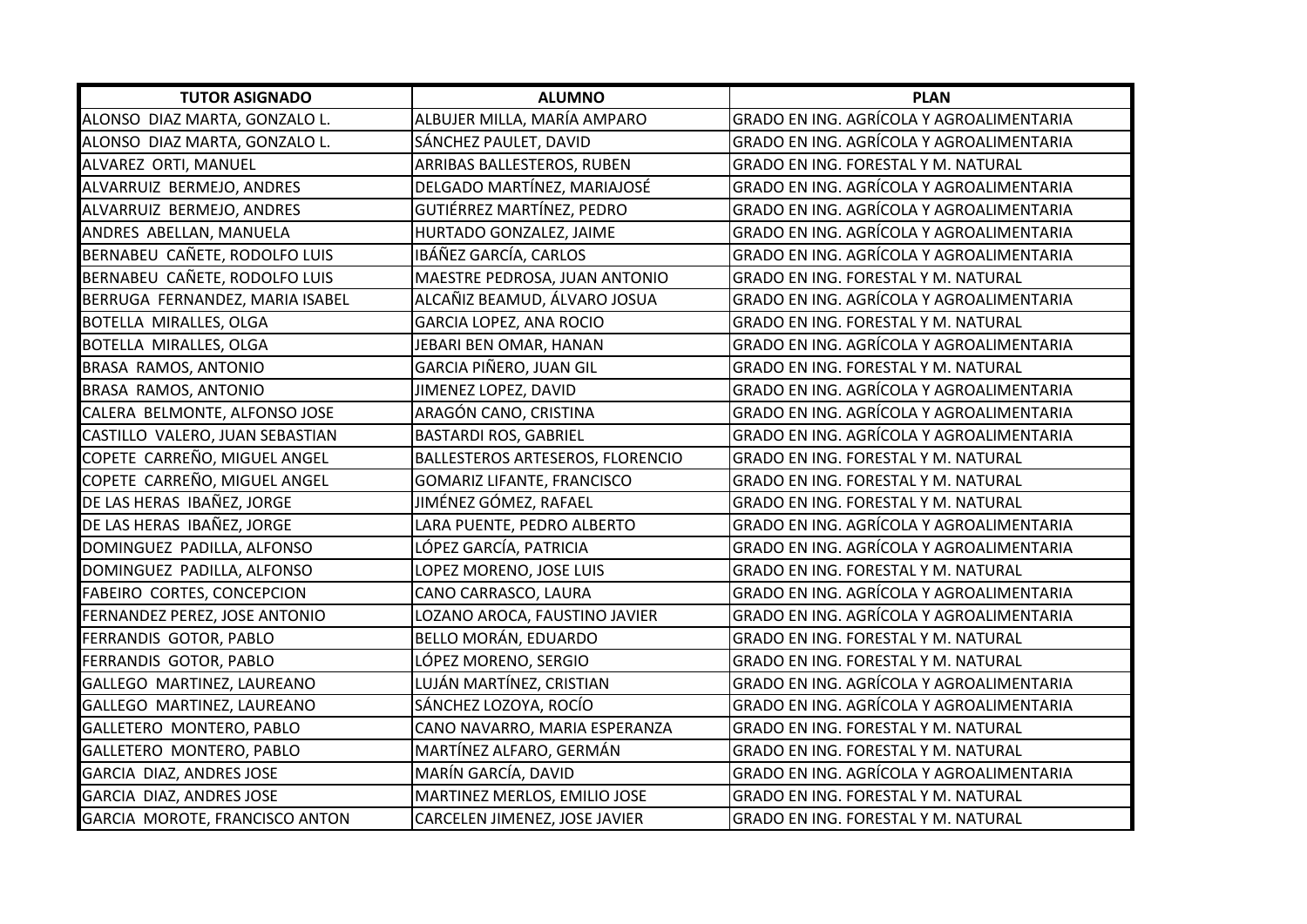| TUTOR ASIGNADO | ALUMNO | PLAN |
|---|---|---|
| ALONSO DIAZ MARTA, GONZALO L. | ALBUJER MILLA, MARÍA AMPARO | GRADO EN ING. AGRÍCOLA Y AGROALIMENTARIA |
| ALONSO DIAZ MARTA, GONZALO L. | SÁNCHEZ PAULET, DAVID | GRADO EN ING. AGRÍCOLA Y AGROALIMENTARIA |
| ALVAREZ ORTI, MANUEL | ARRIBAS BALLESTEROS, RUBEN | GRADO EN ING. FORESTAL Y M. NATURAL |
| ALVARRUIZ BERMEJO, ANDRES | DELGADO MARTÍNEZ, MARIAJOSÉ | GRADO EN ING. AGRÍCOLA Y AGROALIMENTARIA |
| ALVARRUIZ BERMEJO, ANDRES | GUTIÉRREZ MARTÍNEZ, PEDRO | GRADO EN ING. AGRÍCOLA Y AGROALIMENTARIA |
| ANDRES ABELLAN, MANUELA | HURTADO GONZALEZ, JAIME | GRADO EN ING. AGRÍCOLA Y AGROALIMENTARIA |
| BERNABEU CAÑETE, RODOLFO LUIS | IBÁÑEZ GARCÍA, CARLOS | GRADO EN ING. AGRÍCOLA Y AGROALIMENTARIA |
| BERNABEU CAÑETE, RODOLFO LUIS | MAESTRE PEDROSA, JUAN ANTONIO | GRADO EN ING. FORESTAL Y M. NATURAL |
| BERRUGA FERNANDEZ, MARIA ISABEL | ALCAÑIZ BEAMUD, ÁLVARO JOSUA | GRADO EN ING. AGRÍCOLA Y AGROALIMENTARIA |
| BOTELLA MIRALLES, OLGA | GARCIA LOPEZ, ANA ROCIO | GRADO EN ING. FORESTAL Y M. NATURAL |
| BOTELLA MIRALLES, OLGA | JEBARI BEN OMAR, HANAN | GRADO EN ING. AGRÍCOLA Y AGROALIMENTARIA |
| BRASA RAMOS, ANTONIO | GARCIA PIÑERO, JUAN GIL | GRADO EN ING. FORESTAL Y M. NATURAL |
| BRASA RAMOS, ANTONIO | JIMENEZ LOPEZ, DAVID | GRADO EN ING. AGRÍCOLA Y AGROALIMENTARIA |
| CALERA BELMONTE, ALFONSO JOSE | ARAGÓN CANO, CRISTINA | GRADO EN ING. AGRÍCOLA Y AGROALIMENTARIA |
| CASTILLO VALERO, JUAN SEBASTIAN | BASTARDI ROS, GABRIEL | GRADO EN ING. AGRÍCOLA Y AGROALIMENTARIA |
| COPETE CARREÑO, MIGUEL ANGEL | BALLESTEROS ARTESEROS, FLORENCIO | GRADO EN ING. FORESTAL Y M. NATURAL |
| COPETE CARREÑO, MIGUEL ANGEL | GOMARIZ LIFANTE, FRANCISCO | GRADO EN ING. FORESTAL Y M. NATURAL |
| DE LAS HERAS IBAÑEZ, JORGE | JIMÉNEZ GÓMEZ, RAFAEL | GRADO EN ING. FORESTAL Y M. NATURAL |
| DE LAS HERAS IBAÑEZ, JORGE | LARA PUENTE, PEDRO ALBERTO | GRADO EN ING. AGRÍCOLA Y AGROALIMENTARIA |
| DOMINGUEZ PADILLA, ALFONSO | LÓPEZ GARCÍA, PATRICIA | GRADO EN ING. AGRÍCOLA Y AGROALIMENTARIA |
| DOMINGUEZ PADILLA, ALFONSO | LOPEZ MORENO, JOSE LUIS | GRADO EN ING. FORESTAL Y M. NATURAL |
| FABEIRO CORTES, CONCEPCION | CANO CARRASCO, LAURA | GRADO EN ING. AGRÍCOLA Y AGROALIMENTARIA |
| FERNANDEZ PEREZ, JOSE ANTONIO | LOZANO AROCA, FAUSTINO JAVIER | GRADO EN ING. AGRÍCOLA Y AGROALIMENTARIA |
| FERRANDIS GOTOR, PABLO | BELLO MORÁN, EDUARDO | GRADO EN ING. FORESTAL Y M. NATURAL |
| FERRANDIS GOTOR, PABLO | LÓPEZ MORENO, SERGIO | GRADO EN ING. FORESTAL Y M. NATURAL |
| GALLEGO MARTINEZ, LAUREANO | LUJÁN MARTÍNEZ, CRISTIAN | GRADO EN ING. AGRÍCOLA Y AGROALIMENTARIA |
| GALLEGO MARTINEZ, LAUREANO | SÁNCHEZ LOZOYA, ROCÍO | GRADO EN ING. AGRÍCOLA Y AGROALIMENTARIA |
| GALLETERO MONTERO, PABLO | CANO NAVARRO, MARIA ESPERANZA | GRADO EN ING. FORESTAL Y M. NATURAL |
| GALLETERO MONTERO, PABLO | MARTÍNEZ ALFARO, GERMÁN | GRADO EN ING. FORESTAL Y M. NATURAL |
| GARCIA DIAZ, ANDRES JOSE | MARÍN GARCÍA, DAVID | GRADO EN ING. AGRÍCOLA Y AGROALIMENTARIA |
| GARCIA DIAZ, ANDRES JOSE | MARTINEZ MERLOS, EMILIO JOSE | GRADO EN ING. FORESTAL Y M. NATURAL |
| GARCIA MOROTE, FRANCISCO ANTON | CARCELEN JIMENEZ, JOSE JAVIER | GRADO EN ING. FORESTAL Y M. NATURAL |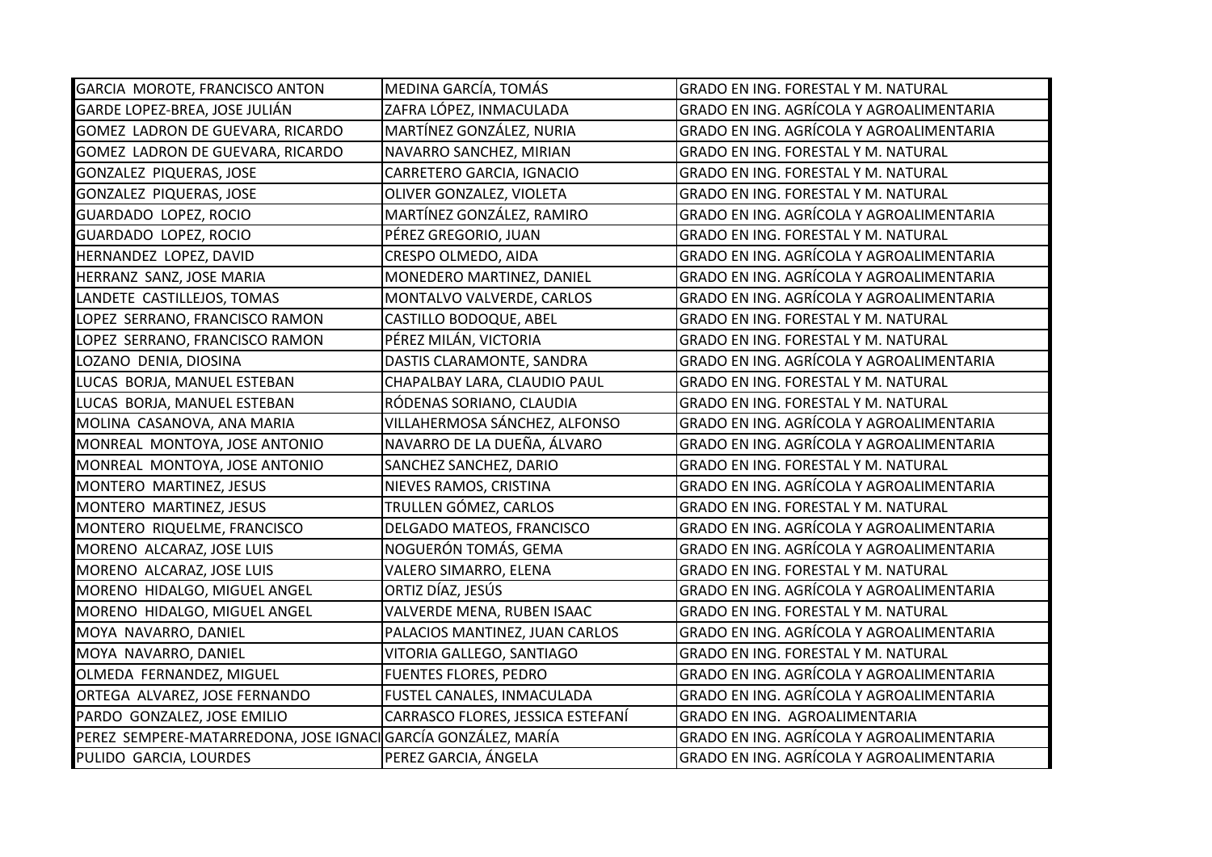| | | |
|---|---|---|
| GARCIA MOROTE, FRANCISCO ANTON | MEDINA GARCÍA, TOMÁS | GRADO EN ING. FORESTAL Y M. NATURAL |
| GARDE LOPEZ-BREA, JOSE JULIÁN | ZAFRA LÓPEZ, INMACULADA | GRADO EN ING. AGRÍCOLA Y AGROALIMENTARIA |
| GOMEZ LADRON DE GUEVARA, RICARDO | MARTÍNEZ GONZÁLEZ, NURIA | GRADO EN ING. AGRÍCOLA Y AGROALIMENTARIA |
| GOMEZ LADRON DE GUEVARA, RICARDO | NAVARRO SANCHEZ, MIRIAN | GRADO EN ING. FORESTAL Y M. NATURAL |
| GONZALEZ PIQUERAS, JOSE | CARRETERO GARCIA, IGNACIO | GRADO EN ING. FORESTAL Y M. NATURAL |
| GONZALEZ PIQUERAS, JOSE | OLIVER GONZALEZ, VIOLETA | GRADO EN ING. FORESTAL Y M. NATURAL |
| GUARDADO LOPEZ, ROCIO | MARTÍNEZ GONZÁLEZ, RAMIRO | GRADO EN ING. AGRÍCOLA Y AGROALIMENTARIA |
| GUARDADO LOPEZ, ROCIO | PÉREZ GREGORIO, JUAN | GRADO EN ING. FORESTAL Y M. NATURAL |
| HERNANDEZ LOPEZ, DAVID | CRESPO OLMEDO, AIDA | GRADO EN ING. AGRÍCOLA Y AGROALIMENTARIA |
| HERRANZ SANZ, JOSE MARIA | MONEDERO MARTINEZ, DANIEL | GRADO EN ING. AGRÍCOLA Y AGROALIMENTARIA |
| LANDETE CASTILLEJOS, TOMAS | MONTALVO VALVERDE, CARLOS | GRADO EN ING. AGRÍCOLA Y AGROALIMENTARIA |
| LOPEZ SERRANO, FRANCISCO RAMON | CASTILLO BODOQUE, ABEL | GRADO EN ING. FORESTAL Y M. NATURAL |
| LOPEZ SERRANO, FRANCISCO RAMON | PÉREZ MILÁN, VICTORIA | GRADO EN ING. FORESTAL Y M. NATURAL |
| LOZANO DENIA, DIOSINA | DASTIS CLARAMONTE, SANDRA | GRADO EN ING. AGRÍCOLA Y AGROALIMENTARIA |
| LUCAS BORJA, MANUEL ESTEBAN | CHAPALBAY LARA, CLAUDIO PAUL | GRADO EN ING. FORESTAL Y M. NATURAL |
| LUCAS BORJA, MANUEL ESTEBAN | RÓDENAS SORIANO, CLAUDIA | GRADO EN ING. FORESTAL Y M. NATURAL |
| MOLINA CASANOVA, ANA MARIA | VILLAHERMOSA SÁNCHEZ, ALFONSO | GRADO EN ING. AGRÍCOLA Y AGROALIMENTARIA |
| MONREAL MONTOYA, JOSE ANTONIO | NAVARRO DE LA DUEÑA, ÁLVARO | GRADO EN ING. AGRÍCOLA Y AGROALIMENTARIA |
| MONREAL MONTOYA, JOSE ANTONIO | SANCHEZ SANCHEZ, DARIO | GRADO EN ING. FORESTAL Y M. NATURAL |
| MONTERO MARTINEZ, JESUS | NIEVES RAMOS, CRISTINA | GRADO EN ING. AGRÍCOLA Y AGROALIMENTARIA |
| MONTERO MARTINEZ, JESUS | TRULLEN GÓMEZ, CARLOS | GRADO EN ING. FORESTAL Y M. NATURAL |
| MONTERO RIQUELME, FRANCISCO | DELGADO MATEOS, FRANCISCO | GRADO EN ING. AGRÍCOLA Y AGROALIMENTARIA |
| MORENO ALCARAZ, JOSE LUIS | NOGUERÓN TOMÁS, GEMA | GRADO EN ING. AGRÍCOLA Y AGROALIMENTARIA |
| MORENO ALCARAZ, JOSE LUIS | VALERO SIMARRO, ELENA | GRADO EN ING. FORESTAL Y M. NATURAL |
| MORENO HIDALGO, MIGUEL ANGEL | ORTIZ DÍAZ, JESÚS | GRADO EN ING. AGRÍCOLA Y AGROALIMENTARIA |
| MORENO HIDALGO, MIGUEL ANGEL | VALVERDE MENA, RUBEN ISAAC | GRADO EN ING. FORESTAL Y M. NATURAL |
| MOYA NAVARRO, DANIEL | PALACIOS MANTINEZ, JUAN CARLOS | GRADO EN ING. AGRÍCOLA Y AGROALIMENTARIA |
| MOYA NAVARRO, DANIEL | VITORIA GALLEGO, SANTIAGO | GRADO EN ING. FORESTAL Y M. NATURAL |
| OLMEDA FERNANDEZ, MIGUEL | FUENTES FLORES, PEDRO | GRADO EN ING. AGRÍCOLA Y AGROALIMENTARIA |
| ORTEGA ALVAREZ, JOSE FERNANDO | FUSTEL CANALES, INMACULADA | GRADO EN ING. AGRÍCOLA Y AGROALIMENTARIA |
| PARDO GONZALEZ, JOSE EMILIO | CARRASCO FLORES, JESSICA ESTEFANÍ | GRADO EN ING. AGROALIMENTARIA |
| PEREZ SEMPERE-MATARREDONA, JOSE IGNACI | GARCÍA GONZÁLEZ, MARÍA | GRADO EN ING. AGRÍCOLA Y AGROALIMENTARIA |
| PULIDO GARCIA, LOURDES | PEREZ GARCIA, ÁNGELA | GRADO EN ING. AGRÍCOLA Y AGROALIMENTARIA |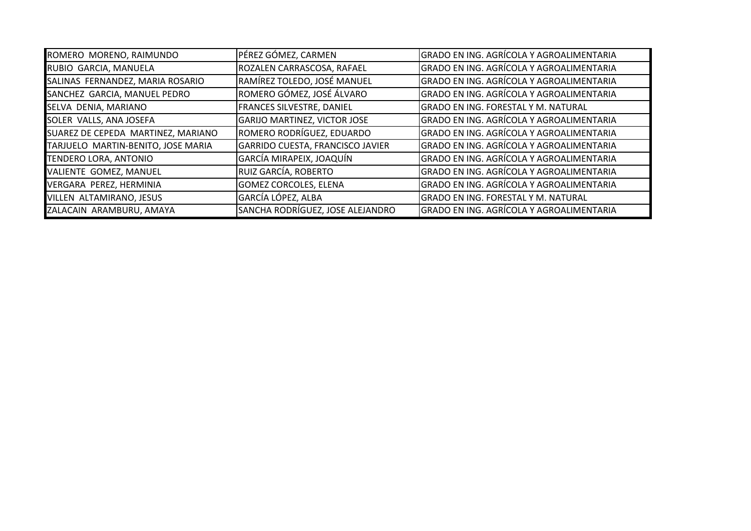| | | |
|---|---|---|
| ROMERO  MORENO, RAIMUNDO | PÉREZ GÓMEZ, CARMEN | GRADO EN ING. AGRÍCOLA Y AGROALIMENTARIA |
| RUBIO  GARCIA, MANUELA | ROZALEN CARRASCOSA, RAFAEL | GRADO EN ING. AGRÍCOLA Y AGROALIMENTARIA |
| SALINAS  FERNANDEZ, MARIA ROSARIO | RAMÍREZ TOLEDO, JOSÉ MANUEL | GRADO EN ING. AGRÍCOLA Y AGROALIMENTARIA |
| SANCHEZ  GARCIA, MANUEL PEDRO | ROMERO GÓMEZ, JOSÉ ÁLVARO | GRADO EN ING. AGRÍCOLA Y AGROALIMENTARIA |
| SELVA  DENIA, MARIANO | FRANCES SILVESTRE, DANIEL | GRADO EN ING. FORESTAL Y M. NATURAL |
| SOLER  VALLS, ANA JOSEFA | GARIJO MARTINEZ, VICTOR JOSE | GRADO EN ING. AGRÍCOLA Y AGROALIMENTARIA |
| SUAREZ DE CEPEDA  MARTINEZ, MARIANO | ROMERO RODRÍGUEZ, EDUARDO | GRADO EN ING. AGRÍCOLA Y AGROALIMENTARIA |
| TARJUELO  MARTIN-BENITO, JOSE MARIA | GARRIDO CUESTA, FRANCISCO JAVIER | GRADO EN ING. AGRÍCOLA Y AGROALIMENTARIA |
| TENDERO LORA, ANTONIO | GARCÍA MIRAPEIX, JOAQUÍN | GRADO EN ING. AGRÍCOLA Y AGROALIMENTARIA |
| VALIENTE  GOMEZ, MANUEL | RUIZ GARCÍA, ROBERTO | GRADO EN ING. AGRÍCOLA Y AGROALIMENTARIA |
| VERGARA  PEREZ, HERMINIA | GOMEZ CORCOLES, ELENA | GRADO EN ING. AGRÍCOLA Y AGROALIMENTARIA |
| VILLEN  ALTAMIRANO, JESUS | GARCÍA LÓPEZ, ALBA | GRADO EN ING. FORESTAL Y M. NATURAL |
| ZALACAIN  ARAMBURU, AMAYA | SANCHA RODRÍGUEZ, JOSE ALEJANDRO | GRADO EN ING. AGRÍCOLA Y AGROALIMENTARIA |